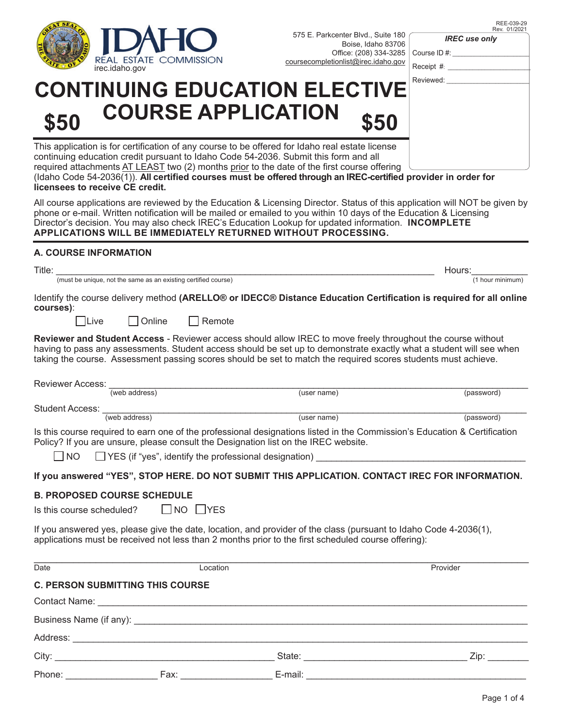REE-039-29
Rev. 01/2021

IDAHO REAL ESTATE COMMISSION
irec.idaho.gov

575 E. Parkcenter Blvd., Suite 180
Boise, Idaho 83706
Office: (208) 334-3285
coursecompletionlist@irec.idaho.gov

***IREC use only***

Course ID #: ____________________

Receipt #: ____________________

Reviewed: ____________________

# CONTINUING EDUCATION ELECTIVE COURSE APPLICATION

## $50 $50

This application is for certification of any course to be offered for Idaho real estate license continuing education credit pursuant to Idaho Code 54-2036. Submit this form and all required attachments AT LEAST two (2) months prior to the date of the first course offering (Idaho Code 54-2036(1)). **All certified courses must be offered through an IREC-certified provider in order for licensees to receive CE credit.**

All course applications are reviewed by the Education & Licensing Director. Status of this application will NOT be given by phone or e-mail. Written notification will be mailed or emailed to you within 10 days of the Education & Licensing Director's decision. You may also check IREC's Education Lookup for updated information. **INCOMPLETE APPLICATIONS WILL BE IMMEDIATELY RETURNED WITHOUT PROCESSING.**

### A. COURSE INFORMATION

Title: ______________________________________________ Hours: __________
(must be unique, not the same as an existing certified course) (1 hour minimum)

Identify the course delivery method **(ARELLO® or IDECC® Distance Education Certification is required for all online courses)**:

☐ Live ☐ Online ☐ Remote

**Reviewer and Student Access** - Reviewer access should allow IREC to move freely throughout the course without having to pass any assessments. Student access should be set up to demonstrate exactly what a student will see when taking the course. Assessment passing scores should be set to match the required scores students must achieve.

Reviewer Access: ______________________________________________
(web address) (user name) (password)

Student Access: ______________________________________________
(web address) (user name) (password)

Is this course required to earn one of the professional designations listed in the Commission's Education & Certification Policy? If you are unsure, please consult the Designation list on the IREC website.

☐ NO ☐ YES (if "yes", identify the professional designation) ______________________________

**If you answered "YES", STOP HERE. DO NOT SUBMIT THIS APPLICATION. CONTACT IREC FOR INFORMATION.**

### B. PROPOSED COURSE SCHEDULE

Is this course scheduled? ☐ NO ☐ YES

If you answered yes, please give the date, location, and provider of the class (pursuant to Idaho Code 4-2036(1), applications must be received not less than 2 months prior to the first scheduled course offering):

______________________________________________
Date Location Provider

### C. PERSON SUBMITTING THIS COURSE

Contact Name: ______________________________________________

Business Name (if any): ______________________________________________

Address: ______________________________________________

City: ______________________ State: ______________________ Zip: __________

Phone: ______________ Fax: ______________ E-mail: ______________________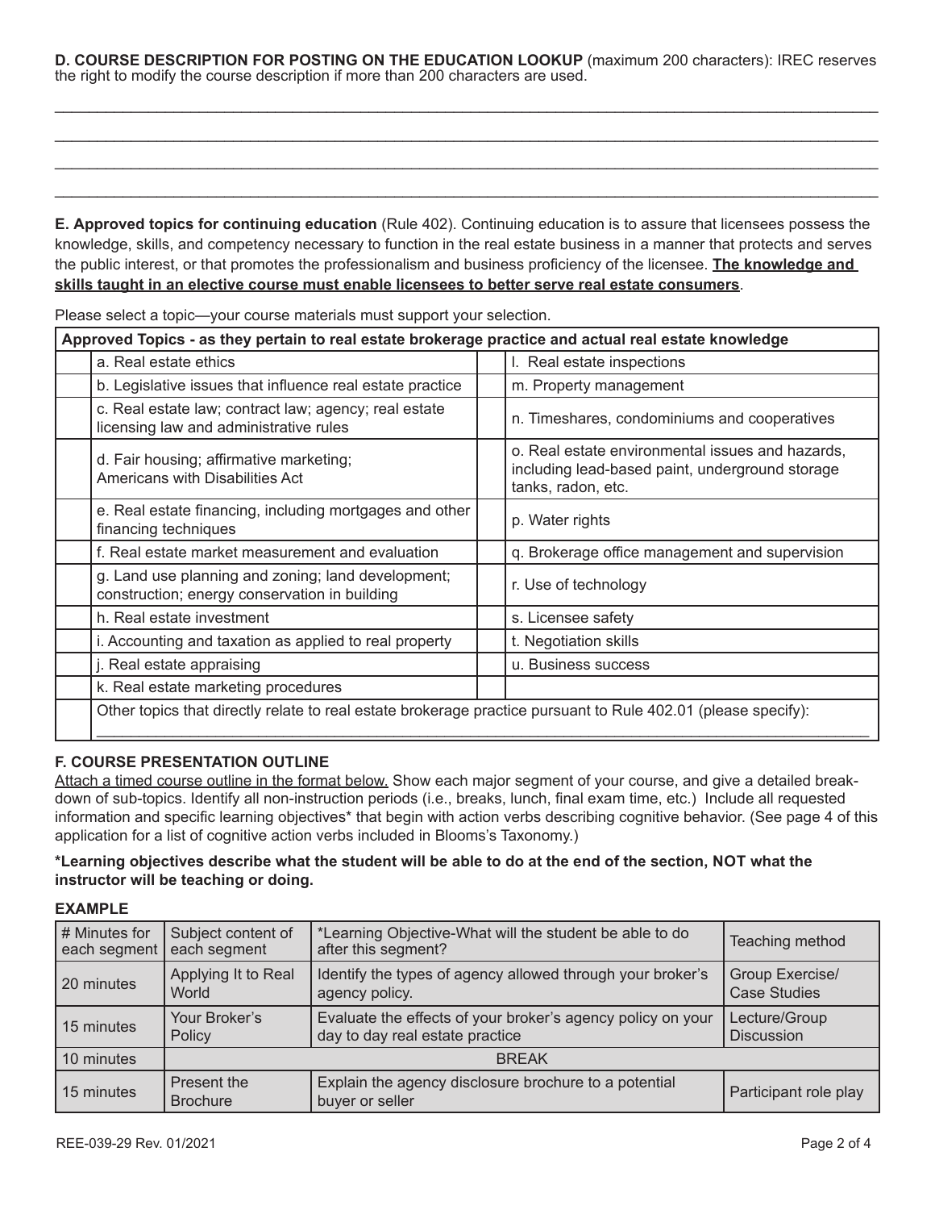**D. COURSE DESCRIPTION FOR POSTING ON THE EDUCATION LOOKUP** (maximum 200 characters): IREC reserves the right to modify the course description if more than 200 characters are used.

\_\_\_\_\_\_\_\_\_\_\_\_\_\_\_\_\_\_\_\_\_\_\_\_\_\_\_\_\_\_\_\_\_\_\_\_\_\_\_\_\_\_\_\_\_\_\_\_\_\_\_\_\_\_\_\_\_\_\_\_\_\_\_\_\_\_\_\_\_\_\_\_\_\_\_\_\_\_

\_\_\_\_\_\_\_\_\_\_\_\_\_\_\_\_\_\_\_\_\_\_\_\_\_\_\_\_\_\_\_\_\_\_\_\_\_\_\_\_\_\_\_\_\_\_\_\_\_\_\_\_\_\_\_\_\_\_\_\_\_\_\_\_\_\_\_\_\_\_\_\_\_\_\_\_\_\_

\_\_\_\_\_\_\_\_\_\_\_\_\_\_\_\_\_\_\_\_\_\_\_\_\_\_\_\_\_\_\_\_\_\_\_\_\_\_\_\_\_\_\_\_\_\_\_\_\_\_\_\_\_\_\_\_\_\_\_\_\_\_\_\_\_\_\_\_\_\_\_\_\_\_\_\_\_\_

\_\_\_\_\_\_\_\_\_\_\_\_\_\_\_\_\_\_\_\_\_\_\_\_\_\_\_\_\_\_\_\_\_\_\_\_\_\_\_\_\_\_\_\_\_\_\_\_\_\_\_\_\_\_\_\_\_\_\_\_\_\_\_\_\_\_\_\_\_\_\_\_\_\_\_\_\_\_

**E. Approved topics for continuing education** (Rule 402). Continuing education is to assure that licensees possess the knowledge, skills, and competency necessary to function in the real estate business in a manner that protects and serves the public interest, or that promotes the professionalism and business proficiency of the licensee. **The knowledge and skills taught in an elective course must enable licensees to better serve real estate consumers**.

Please select a topic—your course materials must support your selection.

| Approved Topics - as they pertain to real estate brokerage practice and actual real estate knowledge | | | |
|---|---|---|---|
| | a. Real estate ethics | | l. Real estate inspections |
| | b. Legislative issues that influence real estate practice | | m. Property management |
| | c. Real estate law; contract law; agency; real estate licensing law and administrative rules | | n. Timeshares, condominiums and cooperatives |
| | d. Fair housing; affirmative marketing; Americans with Disabilities Act | | o. Real estate environmental issues and hazards, including lead-based paint, underground storage tanks, radon, etc. |
| | e. Real estate financing, including mortgages and other financing techniques | | p. Water rights |
| | f. Real estate market measurement and evaluation | | q. Brokerage office management and supervision |
| | g. Land use planning and zoning; land development; construction; energy conservation in building | | r. Use of technology |
| | h. Real estate investment | | s. Licensee safety |
| | i. Accounting and taxation as applied to real property | | t. Negotiation skills |
| | j. Real estate appraising | | u. Business success |
| | k. Real estate marketing procedures | | |
| | Other topics that directly relate to real estate brokerage practice pursuant to Rule 402.01 (please specify): \_\_\_\_\_\_\_\_\_\_\_\_\_\_\_\_\_\_\_\_ | | |

**F. COURSE PRESENTATION OUTLINE**

Attach a timed course outline in the format below. Show each major segment of your course, and give a detailed breakdown of sub-topics. Identify all non-instruction periods (i.e., breaks, lunch, final exam time, etc.) Include all requested information and specific learning objectives* that begin with action verbs describing cognitive behavior. (See page 4 of this application for a list of cognitive action verbs included in Blooms's Taxonomy.)

**\*Learning objectives describe what the student will be able to do at the end of the section, NOT what the instructor will be teaching or doing.**

**EXAMPLE**

| # Minutes for each segment | Subject content of each segment | *Learning Objective-What will the student be able to do after this segment? | Teaching method |
|---|---|---|---|
| 20 minutes | Applying It to Real World | Identify the types of agency allowed through your broker's agency policy. | Group Exercise/ Case Studies |
| 15 minutes | Your Broker's Policy | Evaluate the effects of your broker's agency policy on your day to day real estate practice | Lecture/Group Discussion |
| 10 minutes | BREAK | | |
| 15 minutes | Present the Brochure | Explain the agency disclosure brochure to a potential buyer or seller | Participant role play |

REE-039-29 Rev. 01/2021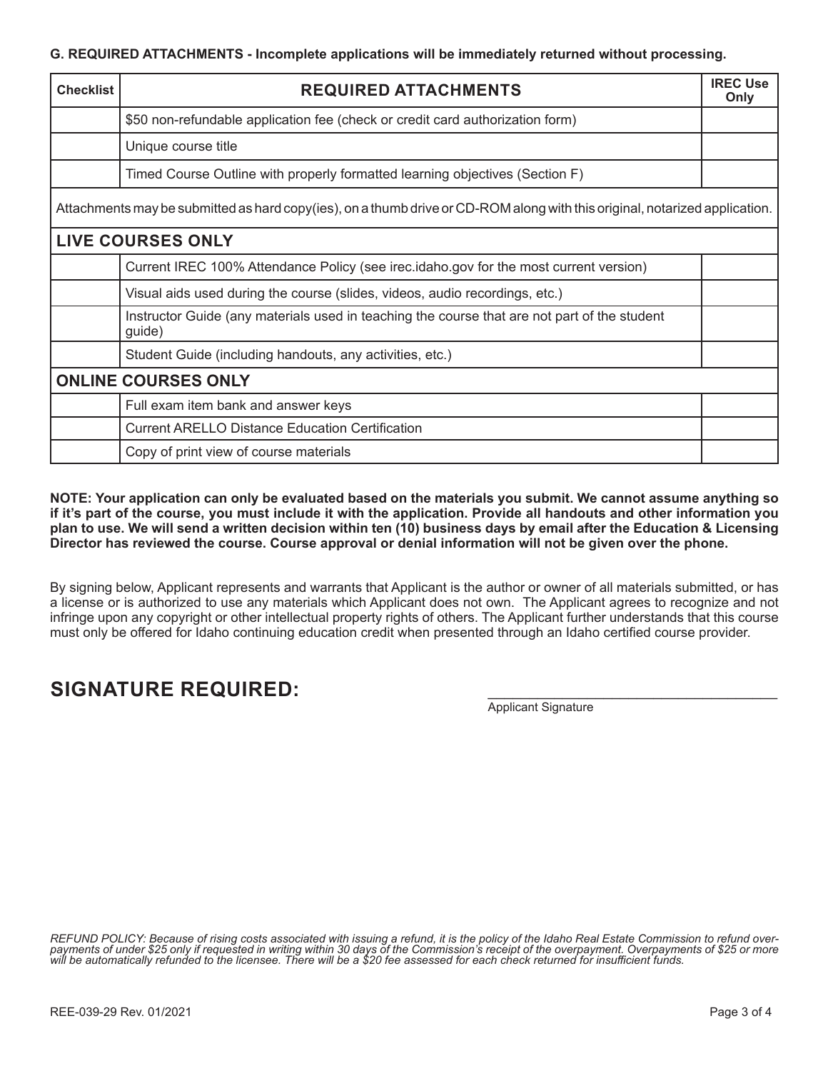**G. REQUIRED ATTACHMENTS - Incomplete applications will be immediately returned without processing.**

| Checklist | REQUIRED ATTACHMENTS | IREC Use Only |
|---|---|---|
| | $50 non-refundable application fee (check or credit card authorization form) | |
| | Unique course title | |
| | Timed Course Outline with properly formatted learning objectives (Section F) | |
| Attachments may be submitted as hard copy(ies), on a thumb drive or CD-ROM along with this original, notarized application. | | |
| **LIVE COURSES ONLY** | | |
| | Current IREC 100% Attendance Policy (see irec.idaho.gov for the most current version) | |
| | Visual aids used during the course (slides, videos, audio recordings, etc.) | |
| | Instructor Guide (any materials used in teaching the course that are not part of the student guide) | |
| | Student Guide (including handouts, any activities, etc.) | |
| **ONLINE COURSES ONLY** | | |
| | Full exam item bank and answer keys | |
| | Current ARELLO Distance Education Certification | |
| | Copy of print view of course materials | |

**NOTE: Your application can only be evaluated based on the materials you submit. We cannot assume anything so if it's part of the course, you must include it with the application. Provide all handouts and other information you plan to use. We will send a written decision within ten (10) business days by email after the Education & Licensing Director has reviewed the course. Course approval or denial information will not be given over the phone.**

By signing below, Applicant represents and warrants that Applicant is the author or owner of all materials submitted, or has a license or is authorized to use any materials which Applicant does not own. The Applicant agrees to recognize and not infringe upon any copyright or other intellectual property rights of others. The Applicant further understands that this course must only be offered for Idaho continuing education credit when presented through an Idaho certified course provider.

## SIGNATURE REQUIRED:

\_\_\_\_\_\_\_\_\_\_\_\_\_\_\_\_\_\_\_\_\_\_\_\_\_\_\_\_\_\_\_\_\_\_\_\_\_\_\_\_
Applicant Signature

*REFUND POLICY: Because of rising costs associated with issuing a refund, it is the policy of the Idaho Real Estate Commission to refund overpayments of under $25 only if requested in writing within 30 days of the Commission's receipt of the overpayment. Overpayments of $25 or more will be automatically refunded to the licensee. There will be a $20 fee assessed for each check returned for insufficient funds.*

REE-039-29 Rev. 01/2021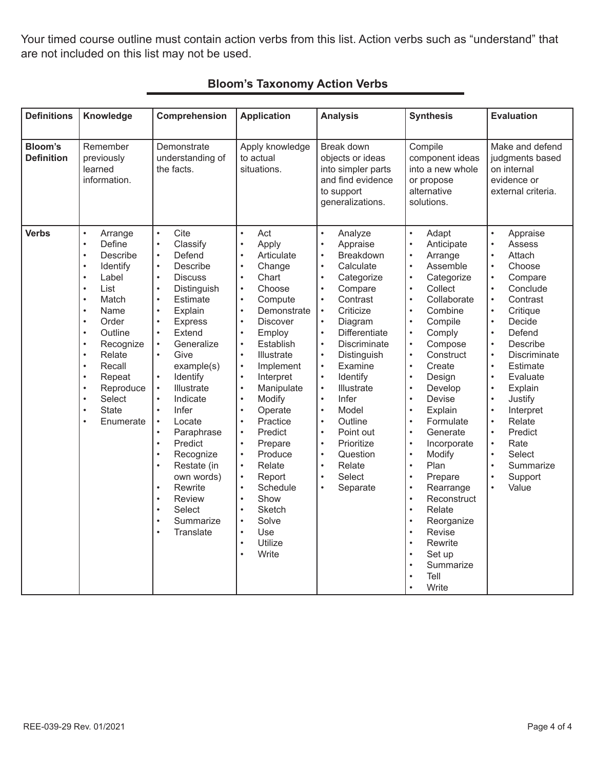Your timed course outline must contain action verbs from this list. Action verbs such as "understand" that are not included on this list may not be used.

## Bloom's Taxonomy Action Verbs

| Definitions | Knowledge | Comprehension | Application | Analysis | Synthesis | Evaluation |
|---|---|---|---|---|---|---|
| **Bloom's Definition** | Remember previously learned information. | Demonstrate understanding of the facts. | Apply knowledge to actual situations. | Break down objects or ideas into simpler parts and find evidence to support generalizations. | Compile component ideas into a new whole or propose alternative solutions. | Make and defend judgments based on internal evidence or external criteria. |
| **Verbs** | • Arrange<br>• Define<br>• Describe<br>• Identify<br>• Label<br>• List<br>• Match<br>• Name<br>• Order<br>• Outline<br>• Recognize<br>• Relate<br>• Recall<br>• Repeat<br>• Reproduce<br>• Select<br>• State<br>• Enumerate | • Cite<br>• Classify<br>• Defend<br>• Describe<br>• Discuss<br>• Distinguish<br>• Estimate<br>• Explain<br>• Express<br>• Extend<br>• Generalize<br>• Give example(s)<br>• Identify<br>• Illustrate<br>• Indicate<br>• Infer<br>• Locate<br>• Paraphrase<br>• Predict<br>• Recognize<br>• Restate (in own words)<br>• Rewrite<br>• Review<br>• Select<br>• Summarize<br>• Translate | • Act<br>• Apply<br>• Articulate<br>• Change<br>• Chart<br>• Choose<br>• Compute<br>• Demonstrate<br>• Discover<br>• Employ<br>• Establish<br>• Illustrate<br>• Implement<br>• Interpret<br>• Manipulate<br>• Modify<br>• Operate<br>• Practice<br>• Predict<br>• Prepare<br>• Produce<br>• Relate<br>• Report<br>• Schedule<br>• Show<br>• Sketch<br>• Solve<br>• Use<br>• Utilize<br>• Write | • Analyze<br>• Appraise<br>• Breakdown<br>• Calculate<br>• Categorize<br>• Compare<br>• Contrast<br>• Criticize<br>• Diagram<br>• Differentiate<br>• Discriminate<br>• Distinguish<br>• Examine<br>• Identify<br>• Illustrate<br>• Infer<br>• Model<br>• Outline<br>• Point out<br>• Prioritize<br>• Question<br>• Relate<br>• Select<br>• Separate | • Adapt<br>• Anticipate<br>• Arrange<br>• Assemble<br>• Categorize<br>• Collect<br>• Collaborate<br>• Combine<br>• Compile<br>• Comply<br>• Compose<br>• Construct<br>• Create<br>• Design<br>• Develop<br>• Devise<br>• Explain<br>• Formulate<br>• Generate<br>• Incorporate<br>• Modify<br>• Plan<br>• Prepare<br>• Rearrange<br>• Reconstruct<br>• Relate<br>• Reorganize<br>• Revise<br>• Rewrite<br>• Set up<br>• Summarize<br>• Tell<br>• Write | • Appraise<br>• Assess<br>• Attach<br>• Choose<br>• Compare<br>• Conclude<br>• Contrast<br>• Critique<br>• Decide<br>• Defend<br>• Describe<br>• Discriminate<br>• Estimate<br>• Evaluate<br>• Explain<br>• Justify<br>• Interpret<br>• Relate<br>• Predict<br>• Rate<br>• Select<br>• Summarize<br>• Support<br>• Value |

REE-039-29 Rev. 01/2021